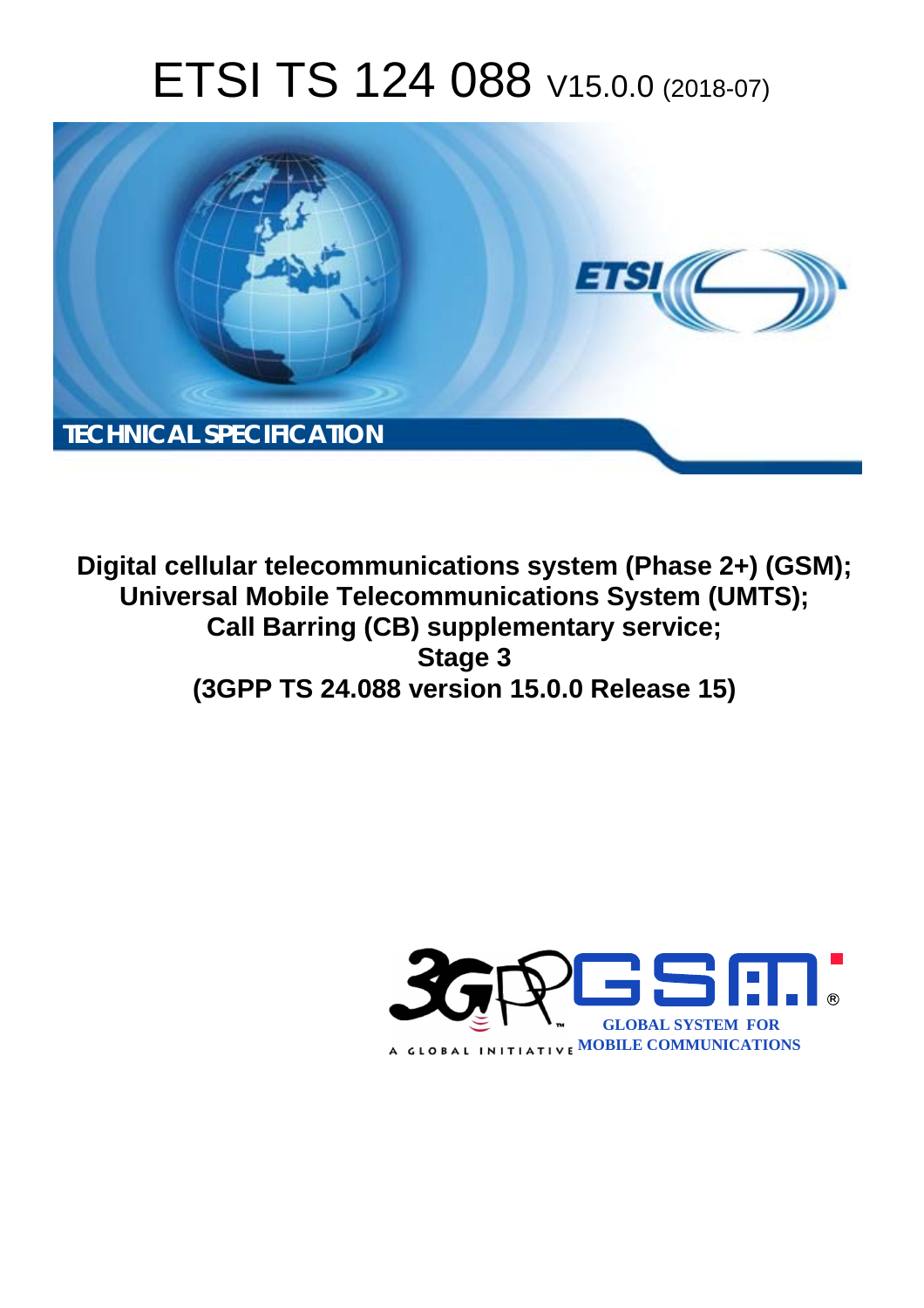# ETSI TS 124 088 V15.0.0 (2018-07)

TECHNICAL SPECIFICATION

**Digital cellular telecommunications system (Phase 2+) (GSM); Universal Mobile Telecommunications System (UMTS); Call Barring (CB) supplementary service; Stage 3 (3GPP TS 24.088 version 15.0.0 Release 15)**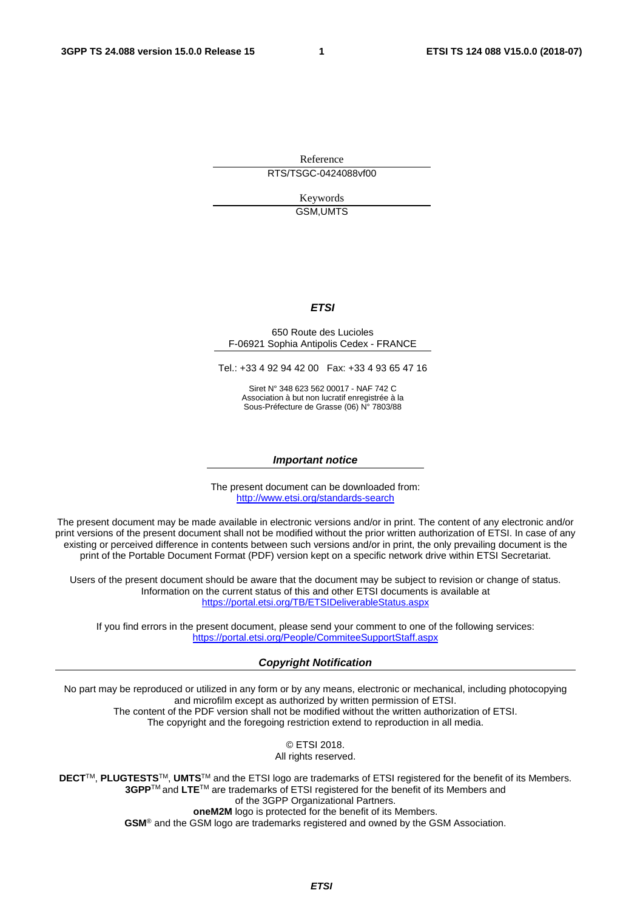Reference

RTS/TSGC-0424088vf00

Keywords

GSM,UMTS

***ETSI***

650 Route des Lucioles
F-06921 Sophia Antipolis Cedex - FRANCE

Tel.: +33 4 92 94 42 00   Fax: +33 4 93 65 47 16

Siret N° 348 623 562 00017 - NAF 742 C
Association à but non lucratif enregistrée à la
Sous-Préfecture de Grasse (06) N° 7803/88

***Important notice***

The present document can be downloaded from:
http://www.etsi.org/standards-search

The present document may be made available in electronic versions and/or in print. The content of any electronic and/or print versions of the present document shall not be modified without the prior written authorization of ETSI. In case of any existing or perceived difference in contents between such versions and/or in print, the only prevailing document is the print of the Portable Document Format (PDF) version kept on a specific network drive within ETSI Secretariat.

Users of the present document should be aware that the document may be subject to revision or change of status. Information on the current status of this and other ETSI documents is available at
https://portal.etsi.org/TB/ETSIDeliverableStatus.aspx

If you find errors in the present document, please send your comment to one of the following services:
https://portal.etsi.org/People/CommiteeSupportStaff.aspx

***Copyright Notification***

No part may be reproduced or utilized in any form or by any means, electronic or mechanical, including photocopying and microfilm except as authorized by written permission of ETSI.
The content of the PDF version shall not be modified without the written authorization of ETSI.
The copyright and the foregoing restriction extend to reproduction in all media.

© ETSI 2018.
All rights reserved.

**DECT**™, **PLUGTESTS**™, **UMTS**™ and the ETSI logo are trademarks of ETSI registered for the benefit of its Members.
**3GPP**™ and **LTE**™ are trademarks of ETSI registered for the benefit of its Members and of the 3GPP Organizational Partners.
**oneM2M** logo is protected for the benefit of its Members.
**GSM**® and the GSM logo are trademarks registered and owned by the GSM Association.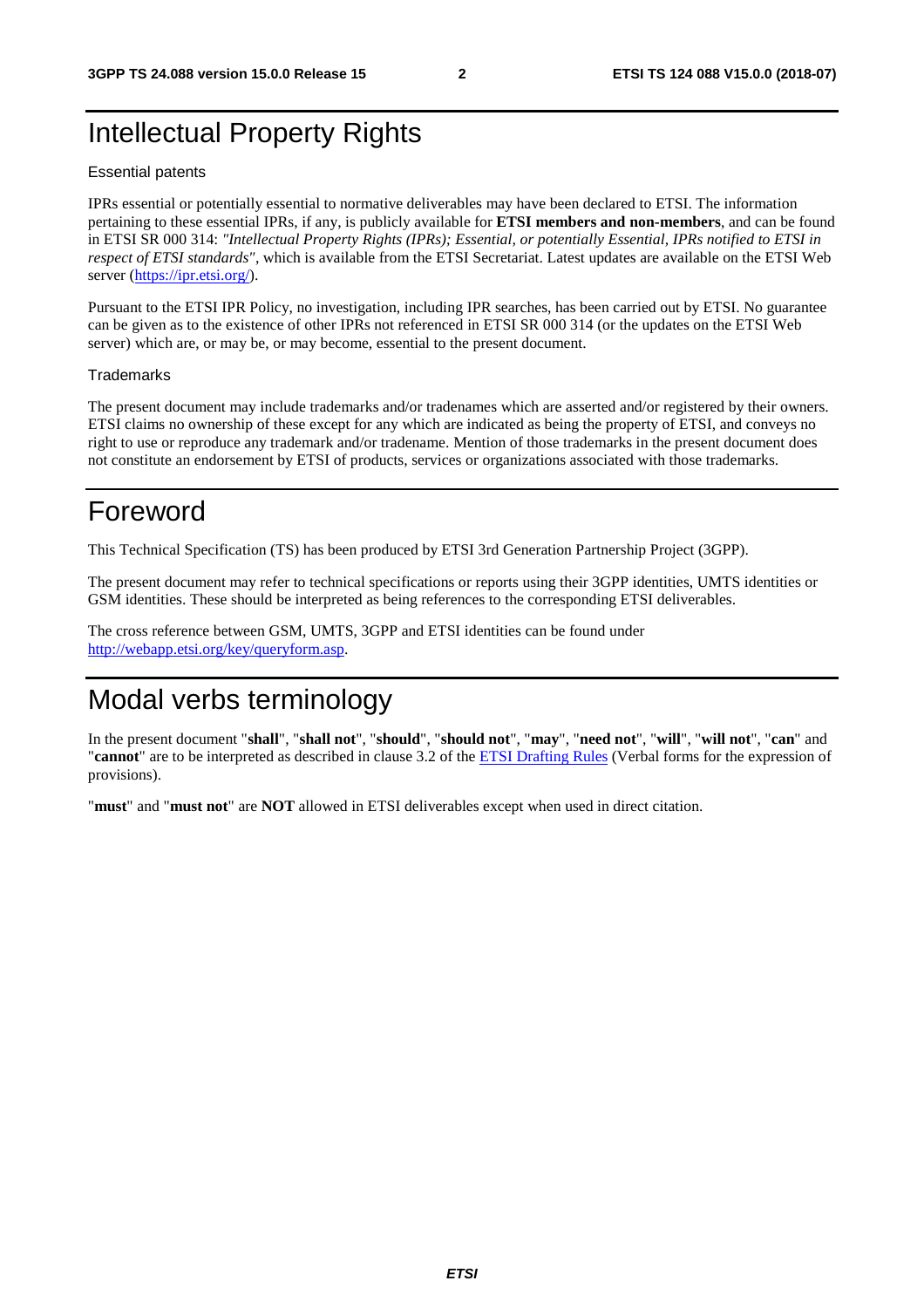# Intellectual Property Rights

Essential patents

IPRs essential or potentially essential to normative deliverables may have been declared to ETSI. The information pertaining to these essential IPRs, if any, is publicly available for **ETSI members and non-members**, and can be found in ETSI SR 000 314: *"Intellectual Property Rights (IPRs); Essential, or potentially Essential, IPRs notified to ETSI in respect of ETSI standards"*, which is available from the ETSI Secretariat. Latest updates are available on the ETSI Web server (https://ipr.etsi.org/).

Pursuant to the ETSI IPR Policy, no investigation, including IPR searches, has been carried out by ETSI. No guarantee can be given as to the existence of other IPRs not referenced in ETSI SR 000 314 (or the updates on the ETSI Web server) which are, or may be, or may become, essential to the present document.

Trademarks

The present document may include trademarks and/or tradenames which are asserted and/or registered by their owners. ETSI claims no ownership of these except for any which are indicated as being the property of ETSI, and conveys no right to use or reproduce any trademark and/or tradename. Mention of those trademarks in the present document does not constitute an endorsement by ETSI of products, services or organizations associated with those trademarks.

# Foreword

This Technical Specification (TS) has been produced by ETSI 3rd Generation Partnership Project (3GPP).

The present document may refer to technical specifications or reports using their 3GPP identities, UMTS identities or GSM identities. These should be interpreted as being references to the corresponding ETSI deliverables.

The cross reference between GSM, UMTS, 3GPP and ETSI identities can be found under http://webapp.etsi.org/key/queryform.asp.

# Modal verbs terminology

In the present document "**shall**", "**shall not**", "**should**", "**should not**", "**may**", "**need not**", "**will**", "**will not**", "**can**" and "**cannot**" are to be interpreted as described in clause 3.2 of the ETSI Drafting Rules (Verbal forms for the expression of provisions).

"**must**" and "**must not**" are **NOT** allowed in ETSI deliverables except when used in direct citation.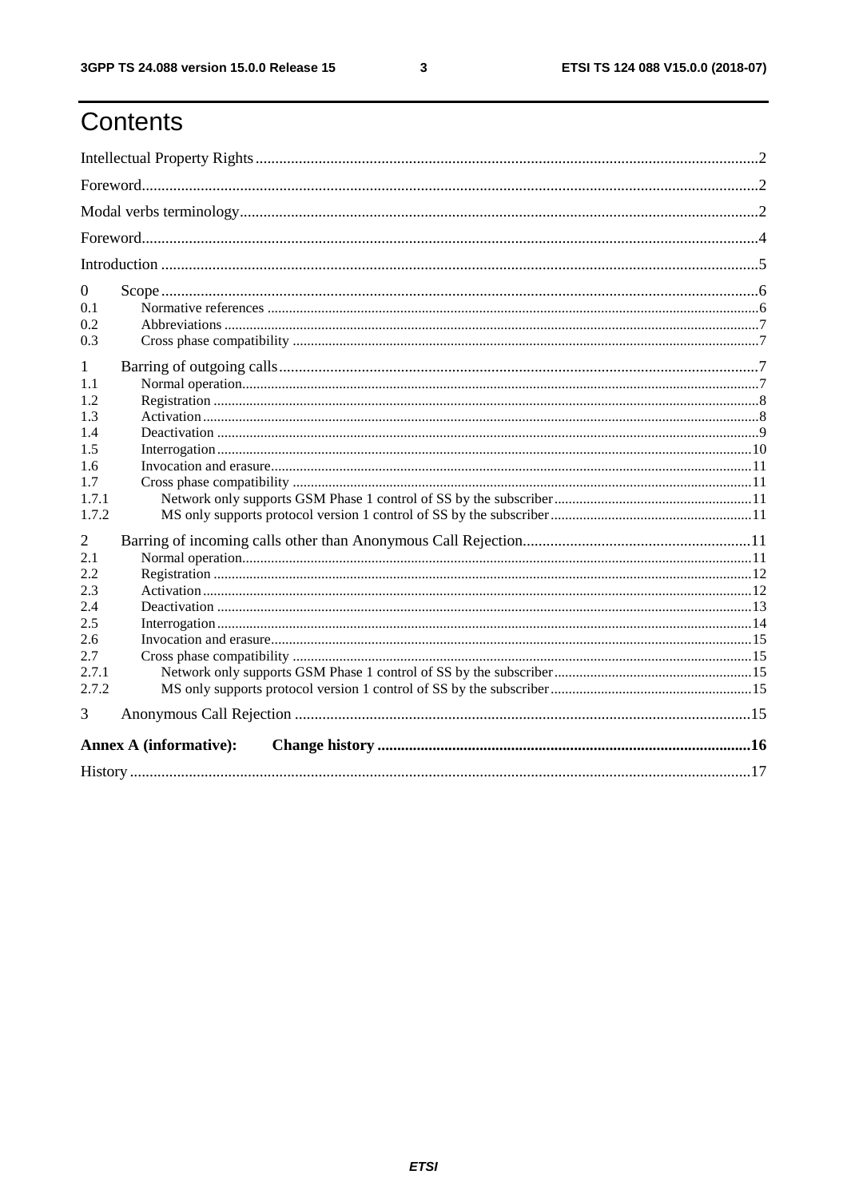# Contents

Intellectual Property Rights ..... 2

Foreword ..... 2

Modal verbs terminology ..... 2

Foreword ..... 4

Introduction ..... 5

0 Scope ..... 6

0.1 Normative references ..... 6

0.2 Abbreviations ..... 7

0.3 Cross phase compatibility ..... 7

1 Barring of outgoing calls ..... 7

1.1 Normal operation ..... 7

1.2 Registration ..... 8

1.3 Activation ..... 8

1.4 Deactivation ..... 9

1.5 Interrogation ..... 10

1.6 Invocation and erasure ..... 11

1.7 Cross phase compatibility ..... 11

1.7.1 Network only supports GSM Phase 1 control of SS by the subscriber ..... 11

1.7.2 MS only supports protocol version 1 control of SS by the subscriber ..... 11

2 Barring of incoming calls other than Anonymous Call Rejection ..... 11

2.1 Normal operation ..... 11

2.2 Registration ..... 12

2.3 Activation ..... 12

2.4 Deactivation ..... 13

2.5 Interrogation ..... 14

2.6 Invocation and erasure ..... 15

2.7 Cross phase compatibility ..... 15

2.7.1 Network only supports GSM Phase 1 control of SS by the subscriber ..... 15

2.7.2 MS only supports protocol version 1 control of SS by the subscriber ..... 15

3 Anonymous Call Rejection ..... 15

**Annex A (informative): Change history ..... 16**

History ..... 17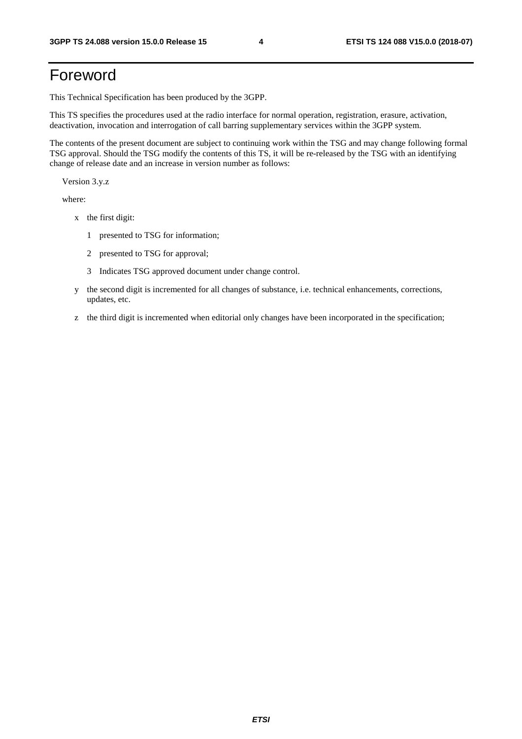# Foreword

This Technical Specification has been produced by the 3GPP.

This TS specifies the procedures used at the radio interface for normal operation, registration, erasure, activation, deactivation, invocation and interrogation of call barring supplementary services within the 3GPP system.

The contents of the present document are subject to continuing work within the TSG and may change following formal TSG approval. Should the TSG modify the contents of this TS, it will be re-released by the TSG with an identifying change of release date and an increase in version number as follows:

Version 3.y.z

where:

- x the first digit:
  - 1 presented to TSG for information;
  - 2 presented to TSG for approval;
  - 3 Indicates TSG approved document under change control.
- y the second digit is incremented for all changes of substance, i.e. technical enhancements, corrections, updates, etc.
- z the third digit is incremented when editorial only changes have been incorporated in the specification;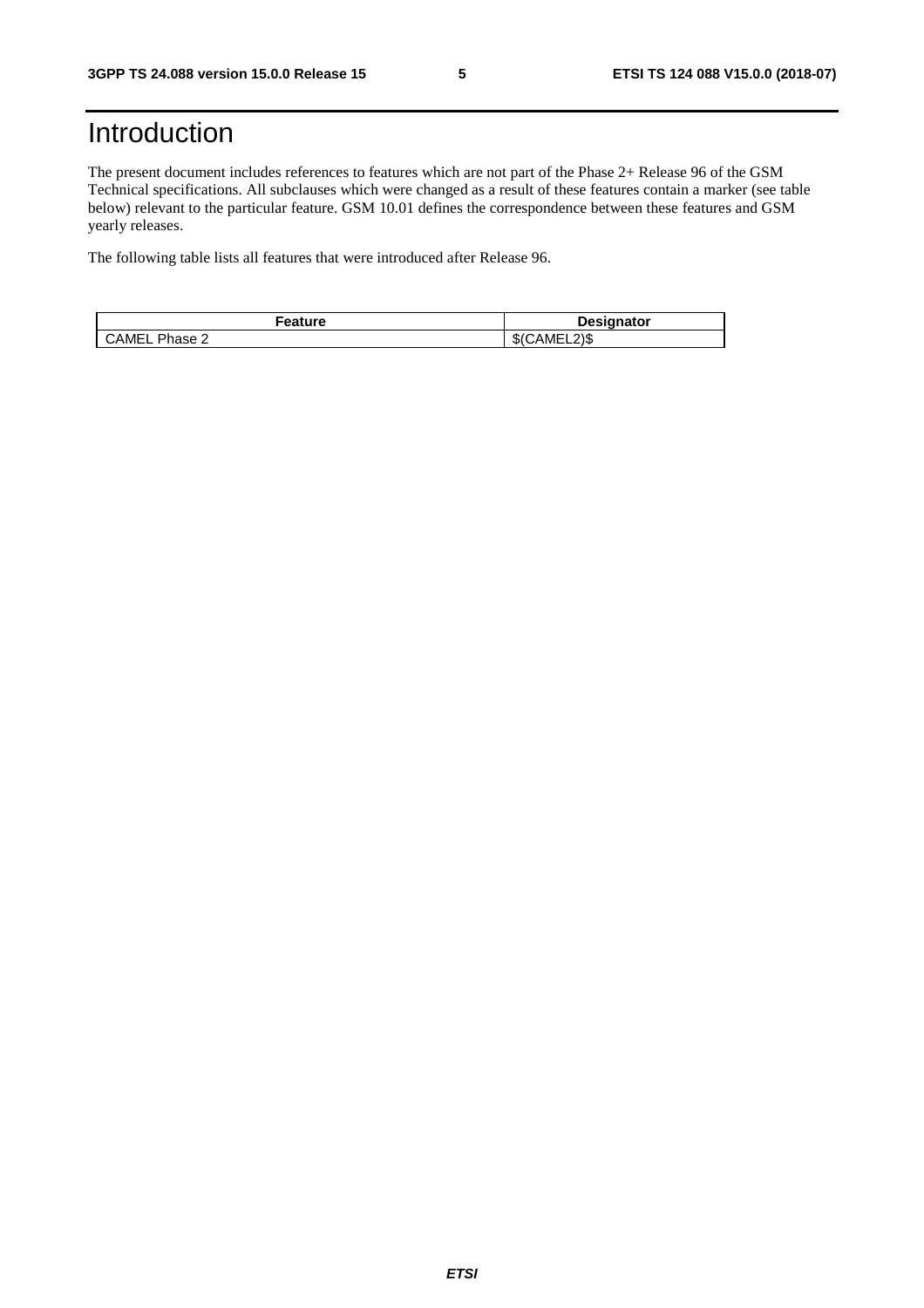# Introduction

The present document includes references to features which are not part of the Phase 2+ Release 96 of the GSM Technical specifications. All subclauses which were changed as a result of these features contain a marker (see table below) relevant to the particular feature. GSM 10.01 defines the correspondence between these features and GSM yearly releases.

The following table lists all features that were introduced after Release 96.

| Feature | Designator |
|---|---|
| CAMEL Phase 2 | $(CAMEL2)$ |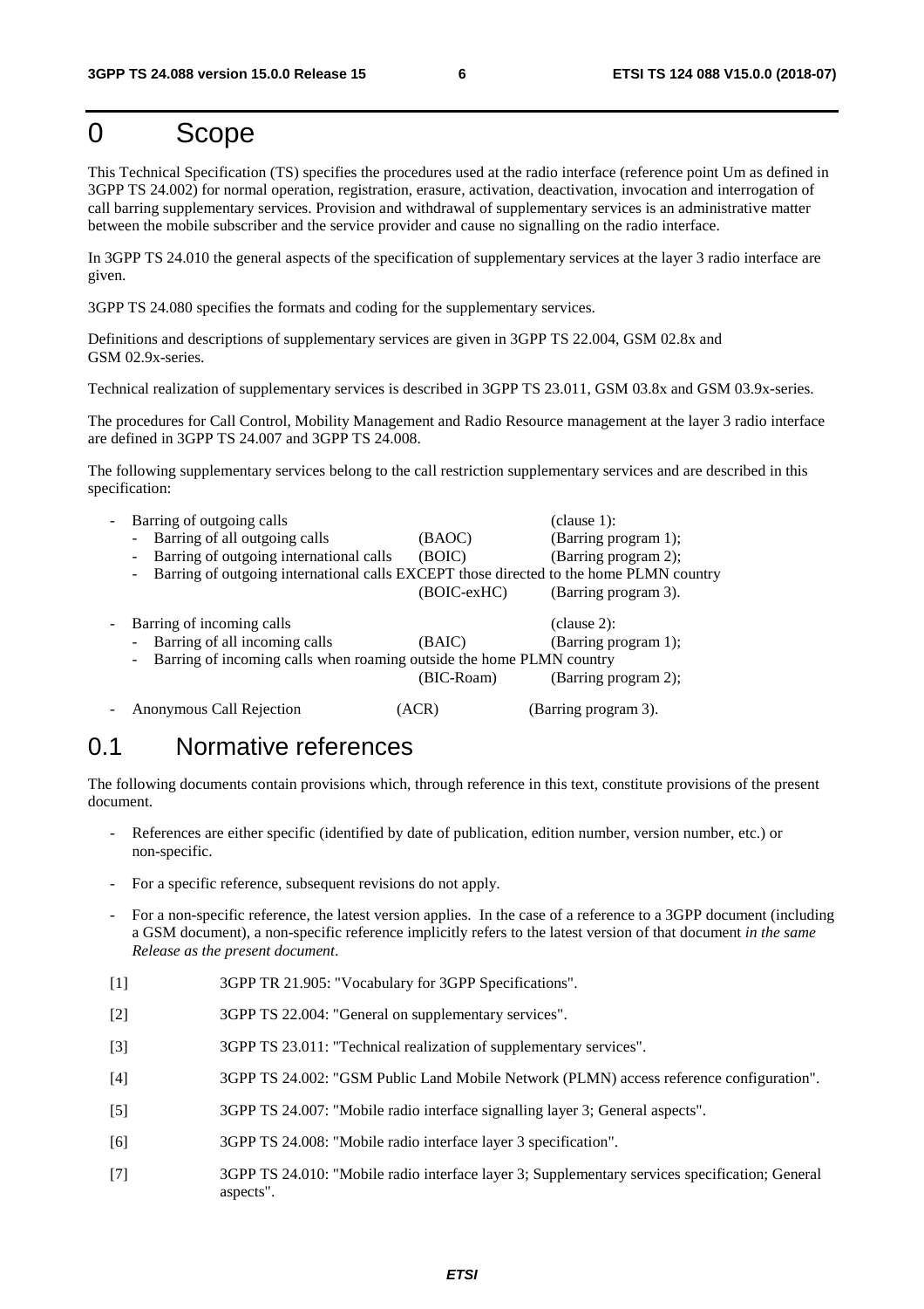# 0 Scope

This Technical Specification (TS) specifies the procedures used at the radio interface (reference point Um as defined in 3GPP TS 24.002) for normal operation, registration, erasure, activation, deactivation, invocation and interrogation of call barring supplementary services. Provision and withdrawal of supplementary services is an administrative matter between the mobile subscriber and the service provider and cause no signalling on the radio interface.

In 3GPP TS 24.010 the general aspects of the specification of supplementary services at the layer 3 radio interface are given.

3GPP TS 24.080 specifies the formats and coding for the supplementary services.

Definitions and descriptions of supplementary services are given in 3GPP TS 22.004, GSM 02.8x and GSM 02.9x-series.

Technical realization of supplementary services is described in 3GPP TS 23.011, GSM 03.8x and GSM 03.9x-series.

The procedures for Call Control, Mobility Management and Radio Resource management at the layer 3 radio interface are defined in 3GPP TS 24.007 and 3GPP TS 24.008.

The following supplementary services belong to the call restriction supplementary services and are described in this specification:

- Barring of outgoing calls (clause 1):
  - Barring of all outgoing calls (BAOC) (Barring program 1);
  - Barring of outgoing international calls (BOIC) (Barring program 2);
  - Barring of outgoing international calls EXCEPT those directed to the home PLMN country (BOIC-exHC) (Barring program 3).
- Barring of incoming calls (clause 2):
  - Barring of all incoming calls (BAIC) (Barring program 1);
  - Barring of incoming calls when roaming outside the home PLMN country (BIC-Roam) (Barring program 2);
- Anonymous Call Rejection (ACR) (Barring program 3).

# 0.1 Normative references

The following documents contain provisions which, through reference in this text, constitute provisions of the present document.

- References are either specific (identified by date of publication, edition number, version number, etc.) or non-specific.
- For a specific reference, subsequent revisions do not apply.
- For a non-specific reference, the latest version applies. In the case of a reference to a 3GPP document (including a GSM document), a non-specific reference implicitly refers to the latest version of that document *in the same Release as the present document*.

[1] 3GPP TR 21.905: "Vocabulary for 3GPP Specifications".

[2] 3GPP TS 22.004: "General on supplementary services".

[3] 3GPP TS 23.011: "Technical realization of supplementary services".

[4] 3GPP TS 24.002: "GSM Public Land Mobile Network (PLMN) access reference configuration".

[5] 3GPP TS 24.007: "Mobile radio interface signalling layer 3; General aspects".

[6] 3GPP TS 24.008: "Mobile radio interface layer 3 specification".

[7] 3GPP TS 24.010: "Mobile radio interface layer 3; Supplementary services specification; General aspects".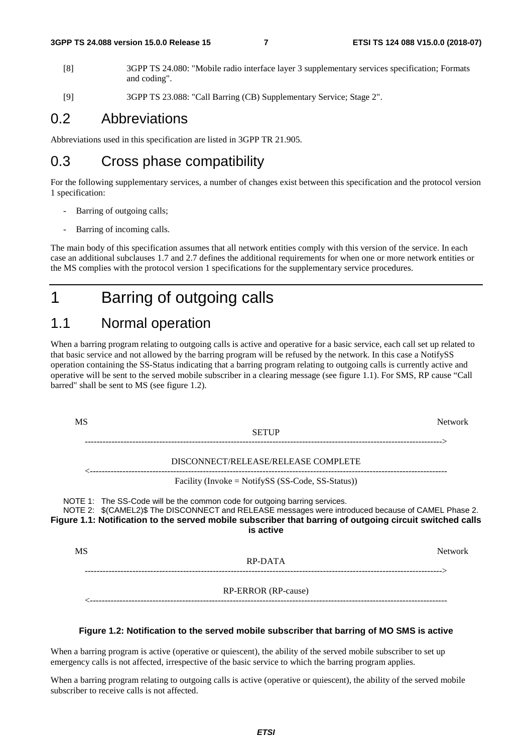[8] 3GPP TS 24.080: "Mobile radio interface layer 3 supplementary services specification; Formats and coding".

[9] 3GPP TS 23.088: "Call Barring (CB) Supplementary Service; Stage 2".

## 0.2 Abbreviations

Abbreviations used in this specification are listed in 3GPP TR 21.905.

## 0.3 Cross phase compatibility

For the following supplementary services, a number of changes exist between this specification and the protocol version 1 specification:

- Barring of outgoing calls;
- Barring of incoming calls.

The main body of this specification assumes that all network entities comply with this version of the service. In each case an additional subclauses 1.7 and 2.7 defines the additional requirements for when one or more network entities or the MS complies with the protocol version 1 specifications for the supplementary service procedures.

# 1 Barring of outgoing calls

## 1.1 Normal operation

When a barring program relating to outgoing calls is active and operative for a basic service, each call set up related to that basic service and not allowed by the barring program will be refused by the network. In this case a NotifySS operation containing the SS-Status indicating that a barring program relating to outgoing calls is currently active and operative will be sent to the served mobile subscriber in a clearing message (see figure 1.1). For SMS, RP cause "Call barred" shall be sent to MS (see figure 1.2).

```
MS                                                                    Network
                                 SETUP
   ------------------------------------------------------------------------->

                   DISCONNECT/RELEASE/RELEASE COMPLETE
   <-------------------------------------------------------------------------
              Facility (Invoke = NotifySS (SS-Code, SS-Status))
```

NOTE 1: The SS-Code will be the common code for outgoing barring services.

NOTE 2: $(CAMEL2)$ The DISCONNECT and RELEASE messages were introduced because of CAMEL Phase 2.

**Figure 1.1: Notification to the served mobile subscriber that barring of outgoing circuit switched calls is active**

```
MS                                                                    Network
                                RP-DATA
   ------------------------------------------------------------------------->

                           RP-ERROR (RP-cause)
   <-------------------------------------------------------------------------
```

**Figure 1.2: Notification to the served mobile subscriber that barring of MO SMS is active**

When a barring program is active (operative or quiescent), the ability of the served mobile subscriber to set up emergency calls is not affected, irrespective of the basic service to which the barring program applies.

When a barring program relating to outgoing calls is active (operative or quiescent), the ability of the served mobile subscriber to receive calls is not affected.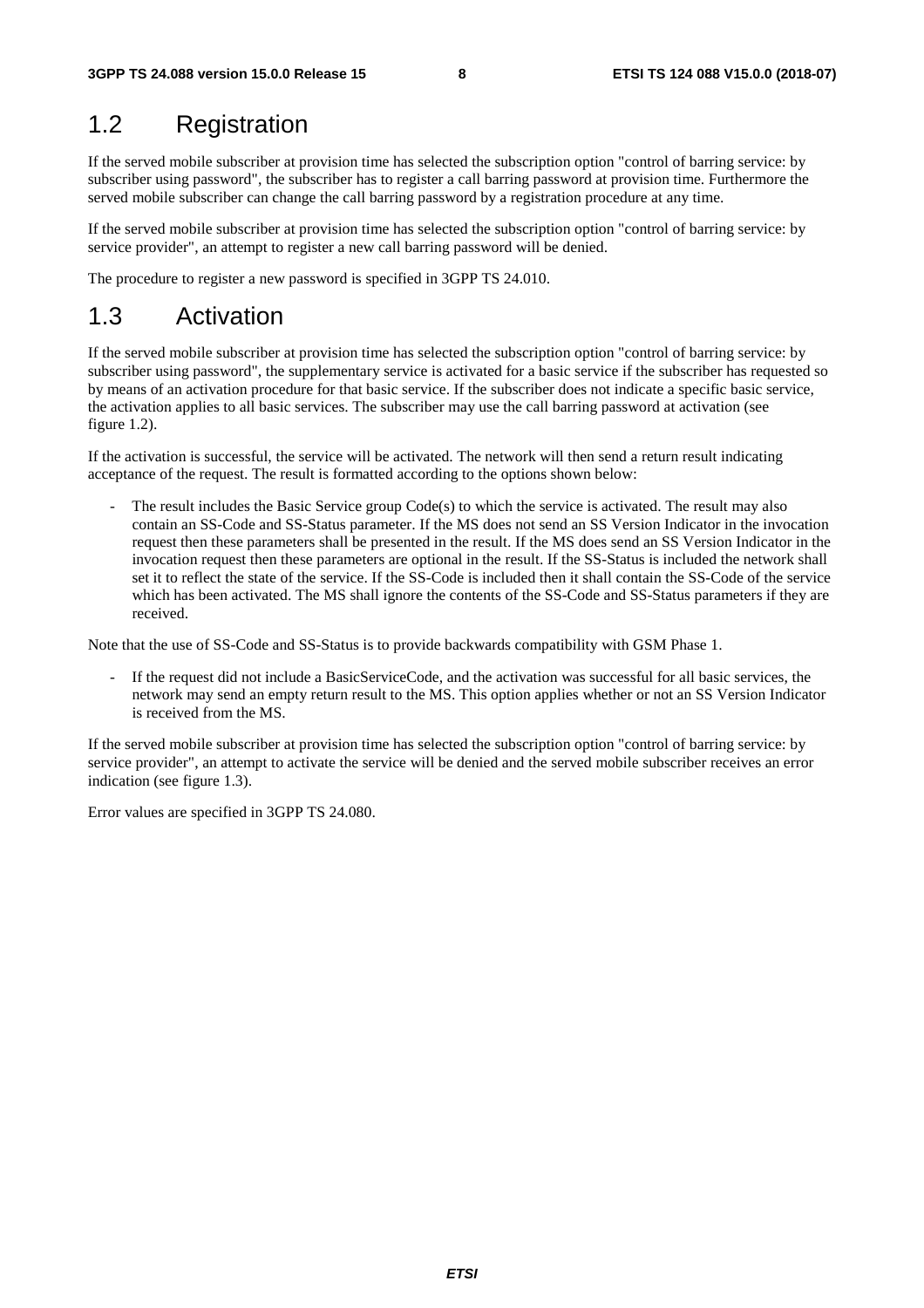## 1.2 Registration

If the served mobile subscriber at provision time has selected the subscription option "control of barring service: by subscriber using password", the subscriber has to register a call barring password at provision time. Furthermore the served mobile subscriber can change the call barring password by a registration procedure at any time.

If the served mobile subscriber at provision time has selected the subscription option "control of barring service: by service provider", an attempt to register a new call barring password will be denied.

The procedure to register a new password is specified in 3GPP TS 24.010.

## 1.3 Activation

If the served mobile subscriber at provision time has selected the subscription option "control of barring service: by subscriber using password", the supplementary service is activated for a basic service if the subscriber has requested so by means of an activation procedure for that basic service. If the subscriber does not indicate a specific basic service, the activation applies to all basic services. The subscriber may use the call barring password at activation (see figure 1.2).

If the activation is successful, the service will be activated. The network will then send a return result indicating acceptance of the request. The result is formatted according to the options shown below:

- The result includes the Basic Service group Code(s) to which the service is activated. The result may also contain an SS-Code and SS-Status parameter. If the MS does not send an SS Version Indicator in the invocation request then these parameters shall be presented in the result. If the MS does send an SS Version Indicator in the invocation request then these parameters are optional in the result. If the SS-Status is included the network shall set it to reflect the state of the service. If the SS-Code is included then it shall contain the SS-Code of the service which has been activated. The MS shall ignore the contents of the SS-Code and SS-Status parameters if they are received.

Note that the use of SS-Code and SS-Status is to provide backwards compatibility with GSM Phase 1.

- If the request did not include a BasicServiceCode, and the activation was successful for all basic services, the network may send an empty return result to the MS. This option applies whether or not an SS Version Indicator is received from the MS.

If the served mobile subscriber at provision time has selected the subscription option "control of barring service: by service provider", an attempt to activate the service will be denied and the served mobile subscriber receives an error indication (see figure 1.3).

Error values are specified in 3GPP TS 24.080.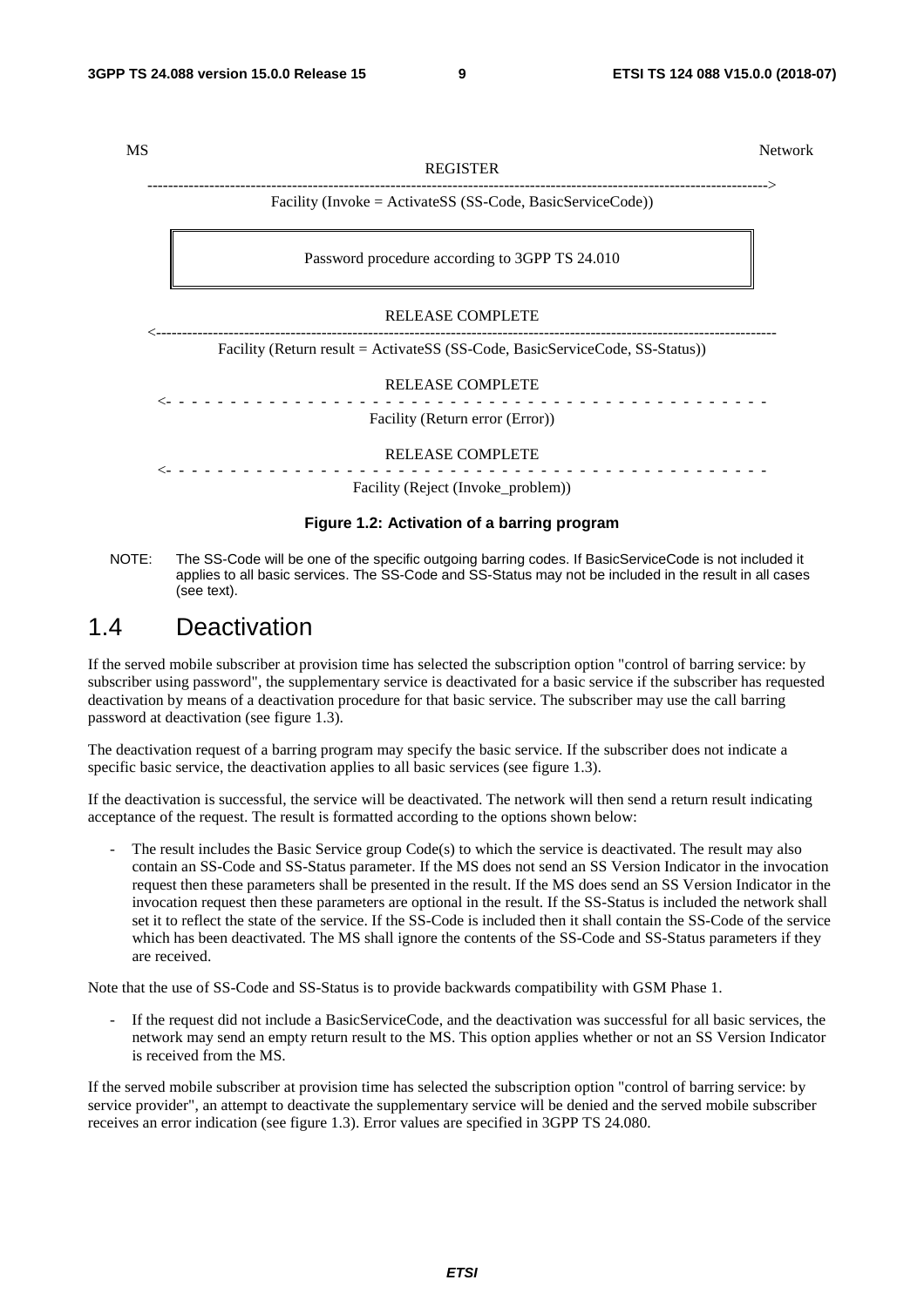MS Network

REGISTER

Facility (Invoke = ActivateSS (SS-Code, BasicServiceCode))

Password procedure according to 3GPP TS 24.010

RELEASE COMPLETE

Facility (Return result = ActivateSS (SS-Code, BasicServiceCode, SS-Status))

RELEASE COMPLETE

Facility (Return error (Error))

RELEASE COMPLETE

Facility (Reject (Invoke_problem))

**Figure 1.2: Activation of a barring program**

NOTE: The SS-Code will be one of the specific outgoing barring codes. If BasicServiceCode is not included it applies to all basic services. The SS-Code and SS-Status may not be included in the result in all cases (see text).

## 1.4 Deactivation

If the served mobile subscriber at provision time has selected the subscription option "control of barring service: by subscriber using password", the supplementary service is deactivated for a basic service if the subscriber has requested deactivation by means of a deactivation procedure for that basic service. The subscriber may use the call barring password at deactivation (see figure 1.3).

The deactivation request of a barring program may specify the basic service. If the subscriber does not indicate a specific basic service, the deactivation applies to all basic services (see figure 1.3).

If the deactivation is successful, the service will be deactivated. The network will then send a return result indicating acceptance of the request. The result is formatted according to the options shown below:

- The result includes the Basic Service group Code(s) to which the service is deactivated. The result may also contain an SS-Code and SS-Status parameter. If the MS does not send an SS Version Indicator in the invocation request then these parameters shall be presented in the result. If the MS does send an SS Version Indicator in the invocation request then these parameters are optional in the result. If the SS-Status is included the network shall set it to reflect the state of the service. If the SS-Code is included then it shall contain the SS-Code of the service which has been deactivated. The MS shall ignore the contents of the SS-Code and SS-Status parameters if they are received.

Note that the use of SS-Code and SS-Status is to provide backwards compatibility with GSM Phase 1.

- If the request did not include a BasicServiceCode, and the deactivation was successful for all basic services, the network may send an empty return result to the MS. This option applies whether or not an SS Version Indicator is received from the MS.

If the served mobile subscriber at provision time has selected the subscription option "control of barring service: by service provider", an attempt to deactivate the supplementary service will be denied and the served mobile subscriber receives an error indication (see figure 1.3). Error values are specified in 3GPP TS 24.080.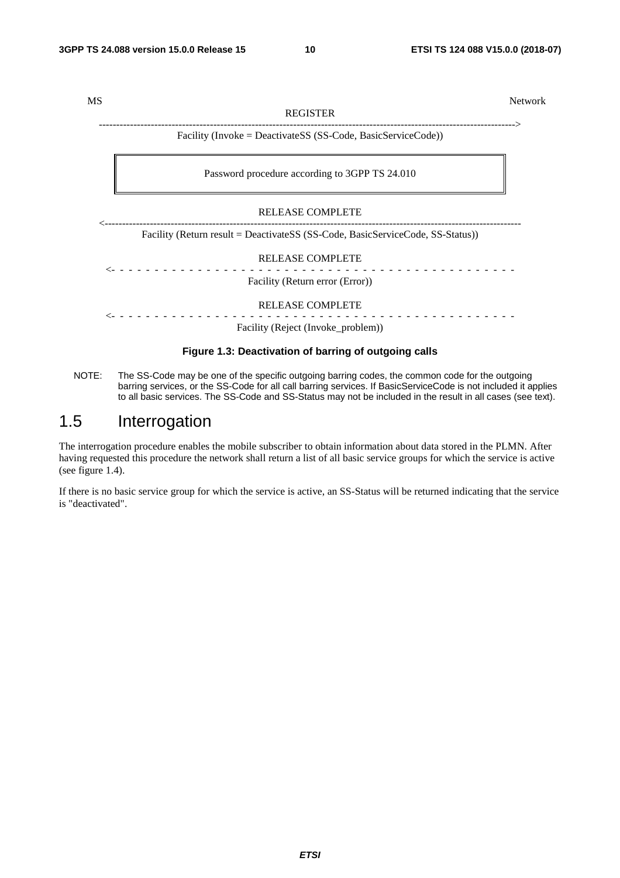```
MS                                                                                      Network
                                         REGISTER
 ------------------------------------------------------------------------------------------>
              Facility (Invoke = DeactivateSS (SS-Code, BasicServiceCode))

        +-----------------------------------------------------------------+
        |          Password procedure according to 3GPP TS 24.010         |
        +-----------------------------------------------------------------+

                                    RELEASE COMPLETE
 <------------------------------------------------------------------------------------------
     Facility (Return result = DeactivateSS (SS-Code, BasicServiceCode, SS-Status))

                                    RELEASE COMPLETE
 <- - - - - - - - - - - - - - - - - - - - - - - - - - - - - - - - - - - - - - - - - - - - -
                               Facility (Return error (Error))

                                    RELEASE COMPLETE
 <- - - - - - - - - - - - - - - - - - - - - - - - - - - - - - - - - - - - - - - - - - - - -
                              Facility (Reject (Invoke_problem))
```

**Figure 1.3: Deactivation of barring of outgoing calls**

NOTE: The SS-Code may be one of the specific outgoing barring codes, the common code for the outgoing barring services, or the SS-Code for all call barring services. If BasicServiceCode is not included it applies to all basic services. The SS-Code and SS-Status may not be included in the result in all cases (see text).

## 1.5 Interrogation

The interrogation procedure enables the mobile subscriber to obtain information about data stored in the PLMN. After having requested this procedure the network shall return a list of all basic service groups for which the service is active (see figure 1.4).

If there is no basic service group for which the service is active, an SS-Status will be returned indicating that the service is "deactivated".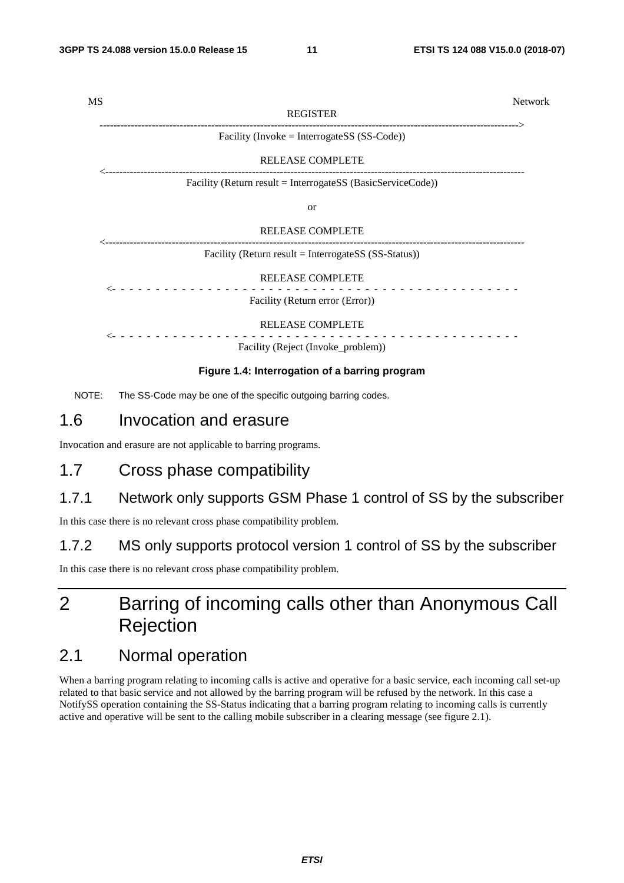```
MS                                                                                          Network
                                          REGISTER
---------------------------------------------------------------------------------------------->
                          Facility (Invoke = InterrogateSS (SS-Code))

                                     RELEASE COMPLETE
<----------------------------------------------------------------------------------------------
              Facility (Return result = InterrogateSS (BasicServiceCode))

                                            or

                                     RELEASE COMPLETE
<----------------------------------------------------------------------------------------------
                  Facility (Return result = InterrogateSS (SS-Status))

                                     RELEASE COMPLETE
<- - - - - - - - - - - - - - - - - - - - - - - - - - - - - - - - - - - - - - - - - - - - - - -
                              Facility (Return error (Error))

                                     RELEASE COMPLETE
<- - - - - - - - - - - - - - - - - - - - - - - - - - - - - - - - - - - - - - - - - - - - - - -
                            Facility (Reject (Invoke_problem))
```

**Figure 1.4: Interrogation of a barring program**

NOTE: The SS-Code may be one of the specific outgoing barring codes.

## 1.6 Invocation and erasure

Invocation and erasure are not applicable to barring programs.

## 1.7 Cross phase compatibility

### 1.7.1 Network only supports GSM Phase 1 control of SS by the subscriber

In this case there is no relevant cross phase compatibility problem.

### 1.7.2 MS only supports protocol version 1 control of SS by the subscriber

In this case there is no relevant cross phase compatibility problem.

# 2 Barring of incoming calls other than Anonymous Call Rejection

## 2.1 Normal operation

When a barring program relating to incoming calls is active and operative for a basic service, each incoming call set-up related to that basic service and not allowed by the barring program will be refused by the network. In this case a NotifySS operation containing the SS-Status indicating that a barring program relating to incoming calls is currently active and operative will be sent to the calling mobile subscriber in a clearing message (see figure 2.1).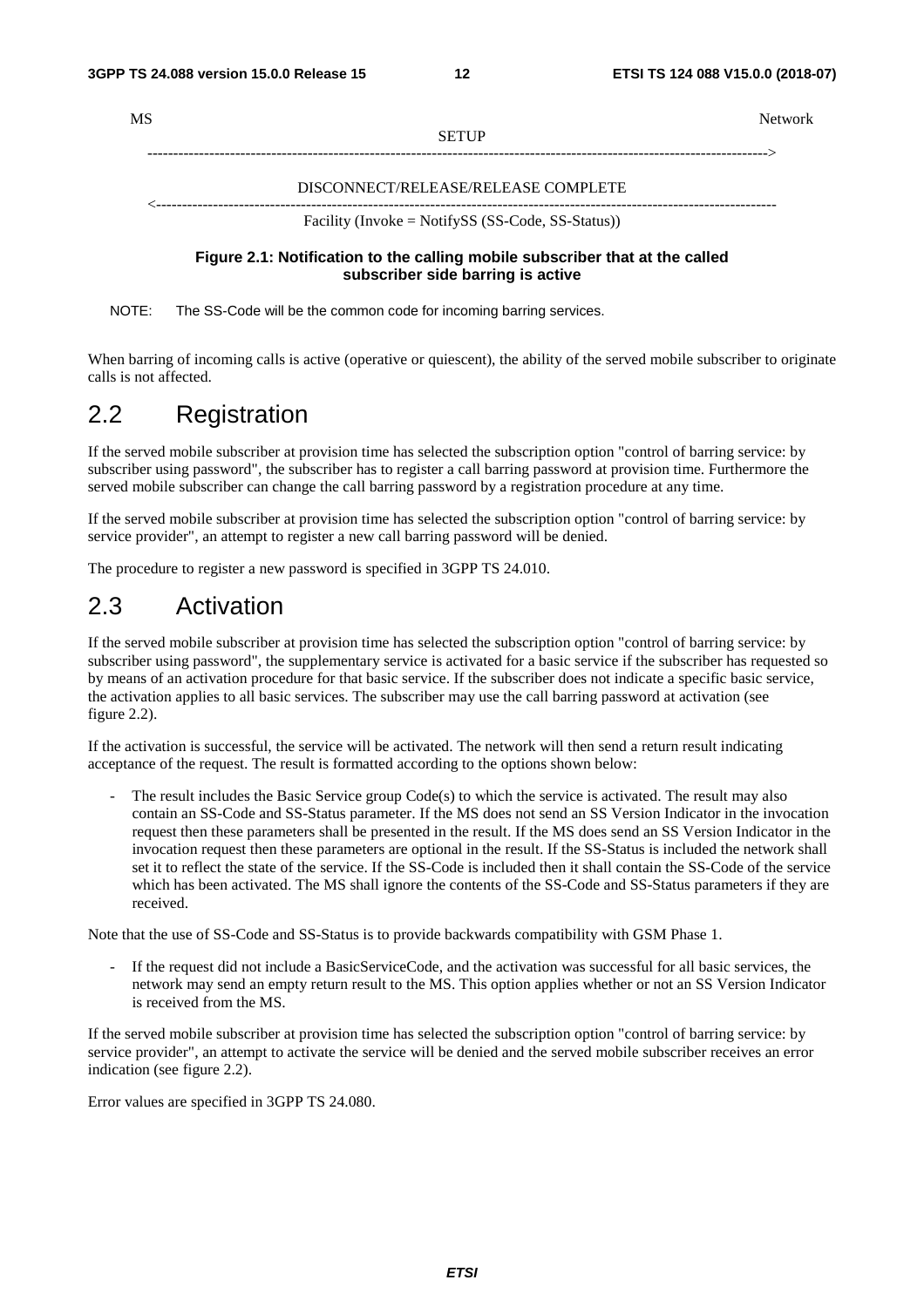```
MS                                                                                          Network
                                          SETUP
    ----------------------------------------------------------------------------------------->

                              DISCONNECT/RELEASE/RELEASE COMPLETE
    <-----------------------------------------------------------------------------------------
                         Facility (Invoke = NotifySS (SS-Code, SS-Status))
```

**Figure 2.1: Notification to the calling mobile subscriber that at the called subscriber side barring is active**

NOTE: The SS-Code will be the common code for incoming barring services.

When barring of incoming calls is active (operative or quiescent), the ability of the served mobile subscriber to originate calls is not affected.

## 2.2 Registration

If the served mobile subscriber at provision time has selected the subscription option "control of barring service: by subscriber using password", the subscriber has to register a call barring password at provision time. Furthermore the served mobile subscriber can change the call barring password by a registration procedure at any time.

If the served mobile subscriber at provision time has selected the subscription option "control of barring service: by service provider", an attempt to register a new call barring password will be denied.

The procedure to register a new password is specified in 3GPP TS 24.010.

## 2.3 Activation

If the served mobile subscriber at provision time has selected the subscription option "control of barring service: by subscriber using password", the supplementary service is activated for a basic service if the subscriber has requested so by means of an activation procedure for that basic service. If the subscriber does not indicate a specific basic service, the activation applies to all basic services. The subscriber may use the call barring password at activation (see figure 2.2).

If the activation is successful, the service will be activated. The network will then send a return result indicating acceptance of the request. The result is formatted according to the options shown below:

- The result includes the Basic Service group Code(s) to which the service is activated. The result may also contain an SS-Code and SS-Status parameter. If the MS does not send an SS Version Indicator in the invocation request then these parameters shall be presented in the result. If the MS does send an SS Version Indicator in the invocation request then these parameters are optional in the result. If the SS-Status is included the network shall set it to reflect the state of the service. If the SS-Code is included then it shall contain the SS-Code of the service which has been activated. The MS shall ignore the contents of the SS-Code and SS-Status parameters if they are received.

Note that the use of SS-Code and SS-Status is to provide backwards compatibility with GSM Phase 1.

- If the request did not include a BasicServiceCode, and the activation was successful for all basic services, the network may send an empty return result to the MS. This option applies whether or not an SS Version Indicator is received from the MS.

If the served mobile subscriber at provision time has selected the subscription option "control of barring service: by service provider", an attempt to activate the service will be denied and the served mobile subscriber receives an error indication (see figure 2.2).

Error values are specified in 3GPP TS 24.080.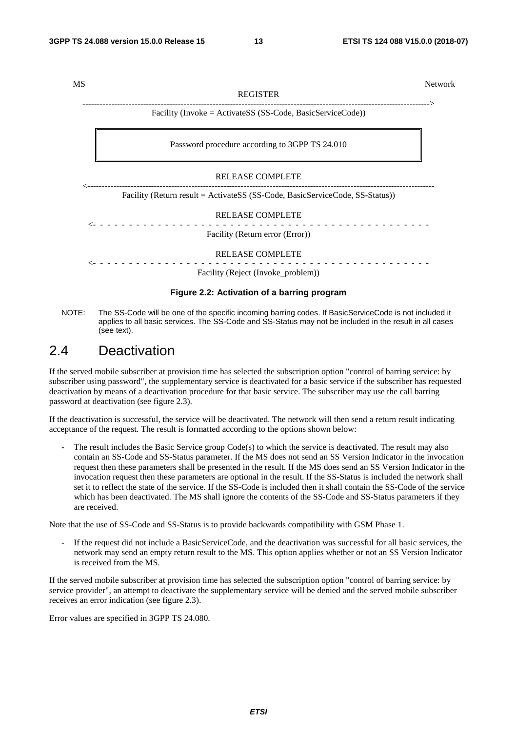```
MS                                                                              Network
                                    REGISTER
        -------------------------------------------------------------------------------->
                 Facility (Invoke = ActivateSS (SS-Code, BasicServiceCode))

        +------------------------------------------------------------------+
        |          Password procedure according to 3GPP TS 24.010          |
        +------------------------------------------------------------------+

                                 RELEASE COMPLETE
        <--------------------------------------------------------------------------------
         Facility (Return result = ActivateSS (SS-Code, BasicServiceCode, SS-Status))

                                 RELEASE COMPLETE
        <- - - - - - - - - - - - - - - - - - - - - - - - - - - - - - - - - - - - - - - -
                             Facility (Return error (Error))

                                 RELEASE COMPLETE
        <- - - - - - - - - - - - - - - - - - - - - - - - - - - - - - - - - - - - - - - -
                           Facility (Reject (Invoke_problem))
```

**Figure 2.2: Activation of a barring program**

NOTE: The SS-Code will be one of the specific incoming barring codes. If BasicServiceCode is not included it applies to all basic services. The SS-Code and SS-Status may not be included in the result in all cases (see text).

## 2.4 Deactivation

If the served mobile subscriber at provision time has selected the subscription option "control of barring service: by subscriber using password", the supplementary service is deactivated for a basic service if the subscriber has requested deactivation by means of a deactivation procedure for that basic service. The subscriber may use the call barring password at deactivation (see figure 2.3).

If the deactivation is successful, the service will be deactivated. The network will then send a return result indicating acceptance of the request. The result is formatted according to the options shown below:

- The result includes the Basic Service group Code(s) to which the service is deactivated. The result may also contain an SS-Code and SS-Status parameter. If the MS does not send an SS Version Indicator in the invocation request then these parameters shall be presented in the result. If the MS does send an SS Version Indicator in the invocation request then these parameters are optional in the result. If the SS-Status is included the network shall set it to reflect the state of the service. If the SS-Code is included then it shall contain the SS-Code of the service which has been deactivated. The MS shall ignore the contents of the SS-Code and SS-Status parameters if they are received.

Note that the use of SS-Code and SS-Status is to provide backwards compatibility with GSM Phase 1.

- If the request did not include a BasicServiceCode, and the deactivation was successful for all basic services, the network may send an empty return result to the MS. This option applies whether or not an SS Version Indicator is received from the MS.

If the served mobile subscriber at provision time has selected the subscription option "control of barring service: by service provider", an attempt to deactivate the supplementary service will be denied and the served mobile subscriber receives an error indication (see figure 2.3).

Error values are specified in 3GPP TS 24.080.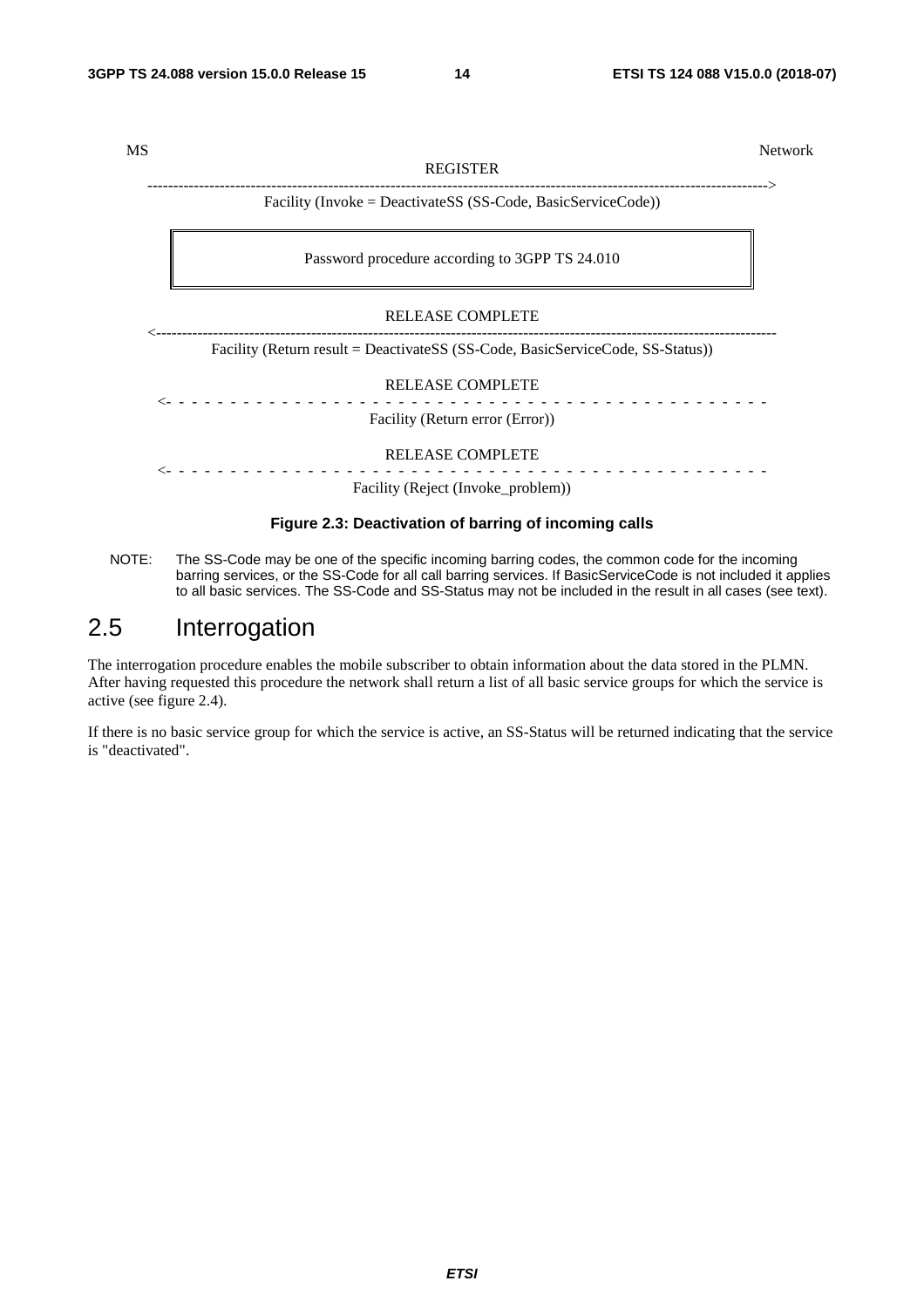```
MS                                                                                                    Network
                                              REGISTER
   ------------------------------------------------------------------------------------------------------------------------>
                    Facility (Invoke = DeactivateSS (SS-Code, BasicServiceCode))

        +----------------------------------------------------------------------------------+
        |                Password procedure according to 3GPP TS 24.010                    |
        +----------------------------------------------------------------------------------+

                                          RELEASE COMPLETE
   <------------------------------------------------------------------------------------------------------------------------
            Facility (Return result = DeactivateSS (SS-Code, BasicServiceCode, SS-Status))

                                          RELEASE COMPLETE
   <- - - - - - - - - - - - - - - - - - - - - - - - - - - - - - - - - - - - - - - - - - - - - -
                                    Facility (Return error (Error))

                                          RELEASE COMPLETE
   <- - - - - - - - - - - - - - - - - - - - - - - - - - - - - - - - - - - - - - - - - - - - - -
                                    Facility (Reject (Invoke_problem))
```

**Figure 2.3: Deactivation of barring of incoming calls**

NOTE: The SS-Code may be one of the specific incoming barring codes, the common code for the incoming barring services, or the SS-Code for all call barring services. If BasicServiceCode is not included it applies to all basic services. The SS-Code and SS-Status may not be included in the result in all cases (see text).

## 2.5 Interrogation

The interrogation procedure enables the mobile subscriber to obtain information about the data stored in the PLMN. After having requested this procedure the network shall return a list of all basic service groups for which the service is active (see figure 2.4).

If there is no basic service group for which the service is active, an SS-Status will be returned indicating that the service is "deactivated".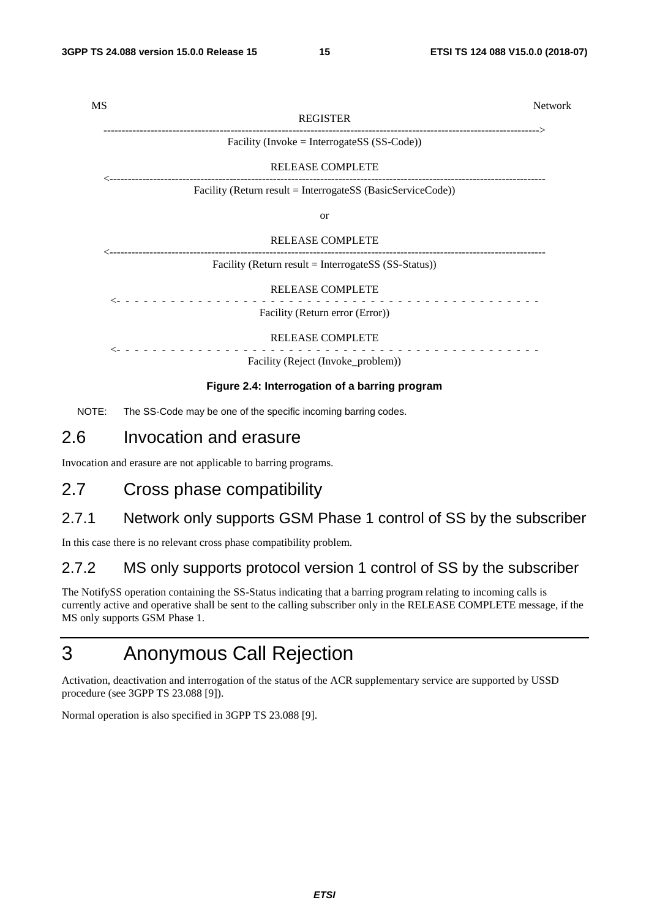```
MS                                                                                    Network
                                        REGISTER
   ---------------------------------------------------------------------------------------->
                            Facility (Invoke = InterrogateSS (SS-Code))

                                     RELEASE COMPLETE
   <----------------------------------------------------------------------------------------
                   Facility (Return result = InterrogateSS (BasicServiceCode))

                                            or

                                     RELEASE COMPLETE
   <----------------------------------------------------------------------------------------
                      Facility (Return result = InterrogateSS (SS-Status))

                                     RELEASE COMPLETE
   <- - - - - - - - - - - - - - - - - - - - - - - - - - - - - - - - - - - - - - - - - - - -
                               Facility (Return error (Error))

                                     RELEASE COMPLETE
   <- - - - - - - - - - - - - - - - - - - - - - - - - - - - - - - - - - - - - - - - - - - -
                             Facility (Reject (Invoke_problem))
```

**Figure 2.4: Interrogation of a barring program**

NOTE: The SS-Code may be one of the specific incoming barring codes.

## 2.6 Invocation and erasure

Invocation and erasure are not applicable to barring programs.

## 2.7 Cross phase compatibility

### 2.7.1 Network only supports GSM Phase 1 control of SS by the subscriber

In this case there is no relevant cross phase compatibility problem.

### 2.7.2 MS only supports protocol version 1 control of SS by the subscriber

The NotifySS operation containing the SS-Status indicating that a barring program relating to incoming calls is currently active and operative shall be sent to the calling subscriber only in the RELEASE COMPLETE message, if the MS only supports GSM Phase 1.

# 3 Anonymous Call Rejection

Activation, deactivation and interrogation of the status of the ACR supplementary service are supported by USSD procedure (see 3GPP TS 23.088 [9]).

Normal operation is also specified in 3GPP TS 23.088 [9].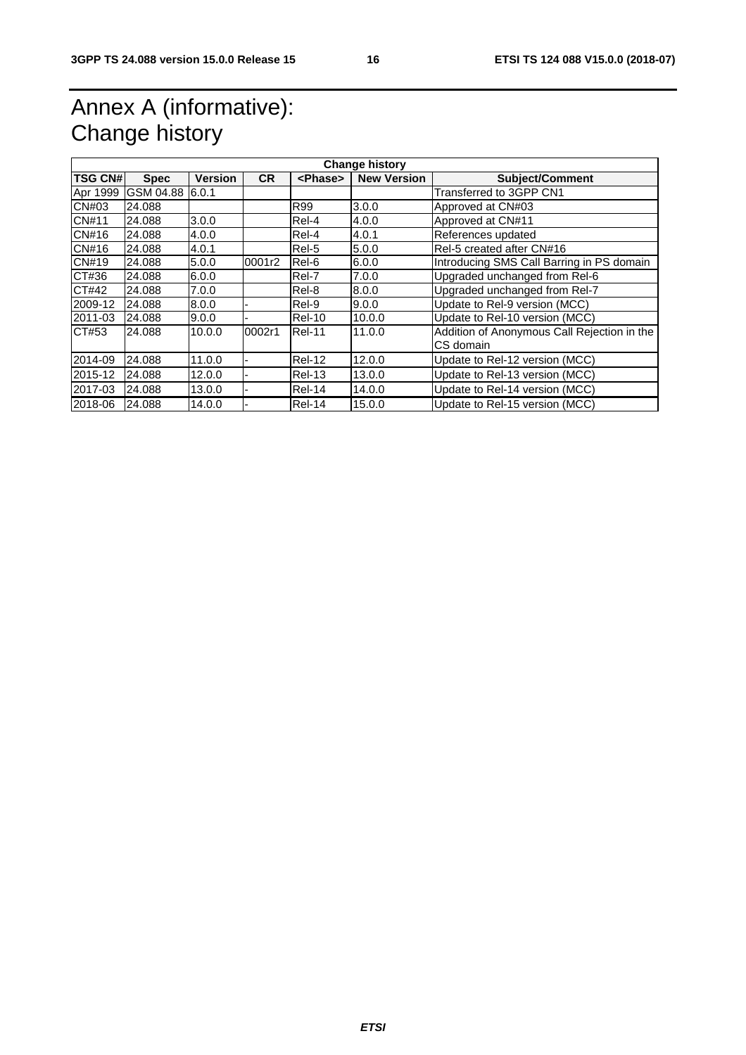# Annex A (informative): Change history

| Change history | | | | | | |
|---|---|---|---|---|---|---|
| **TSG CN#** | **Spec** | **Version** | **CR** | **<Phase>** | **New Version** | **Subject/Comment** |
| Apr 1999 | GSM 04.88 | 6.0.1 | | | | Transferred to 3GPP CN1 |
| CN#03 | 24.088 | | | R99 | 3.0.0 | Approved at CN#03 |
| CN#11 | 24.088 | 3.0.0 | | Rel-4 | 4.0.0 | Approved at CN#11 |
| CN#16 | 24.088 | 4.0.0 | | Rel-4 | 4.0.1 | References updated |
| CN#16 | 24.088 | 4.0.1 | | Rel-5 | 5.0.0 | Rel-5 created after CN#16 |
| CN#19 | 24.088 | 5.0.0 | 0001r2 | Rel-6 | 6.0.0 | Introducing SMS Call Barring in PS domain |
| CT#36 | 24.088 | 6.0.0 | | Rel-7 | 7.0.0 | Upgraded unchanged from Rel-6 |
| CT#42 | 24.088 | 7.0.0 | | Rel-8 | 8.0.0 | Upgraded unchanged from Rel-7 |
| 2009-12 | 24.088 | 8.0.0 | - | Rel-9 | 9.0.0 | Update to Rel-9 version (MCC) |
| 2011-03 | 24.088 | 9.0.0 | - | Rel-10 | 10.0.0 | Update to Rel-10 version (MCC) |
| CT#53 | 24.088 | 10.0.0 | 0002r1 | Rel-11 | 11.0.0 | Addition of Anonymous Call Rejection in the CS domain |
| 2014-09 | 24.088 | 11.0.0 | - | Rel-12 | 12.0.0 | Update to Rel-12 version (MCC) |
| 2015-12 | 24.088 | 12.0.0 | - | Rel-13 | 13.0.0 | Update to Rel-13 version (MCC) |
| 2017-03 | 24.088 | 13.0.0 | - | Rel-14 | 14.0.0 | Update to Rel-14 version (MCC) |
| 2018-06 | 24.088 | 14.0.0 | - | Rel-14 | 15.0.0 | Update to Rel-15 version (MCC) |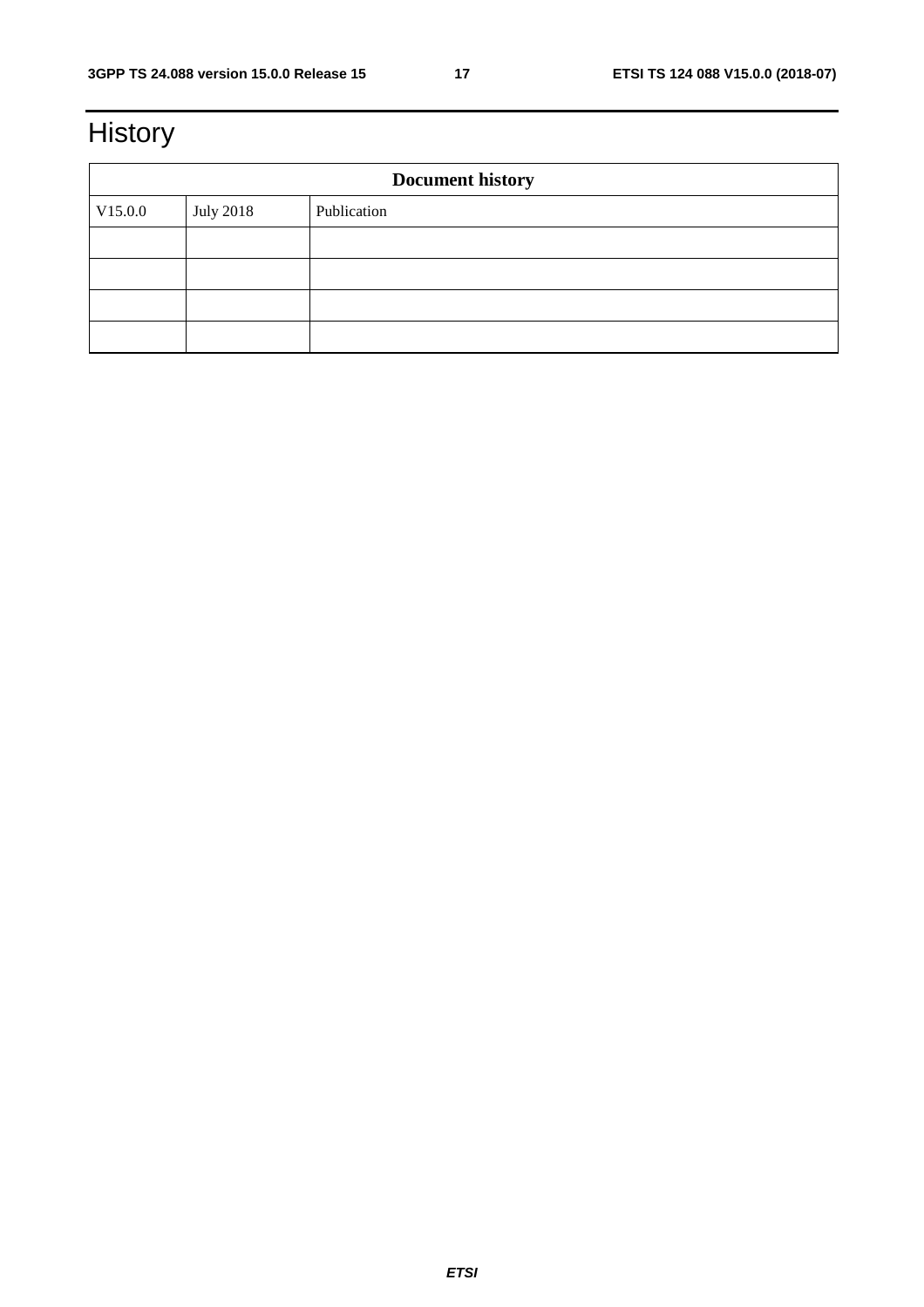# History

| Document history | | |
|---|---|---|
| V15.0.0 | July 2018 | Publication |
| | | |
| | | |
| | | |
| | | |